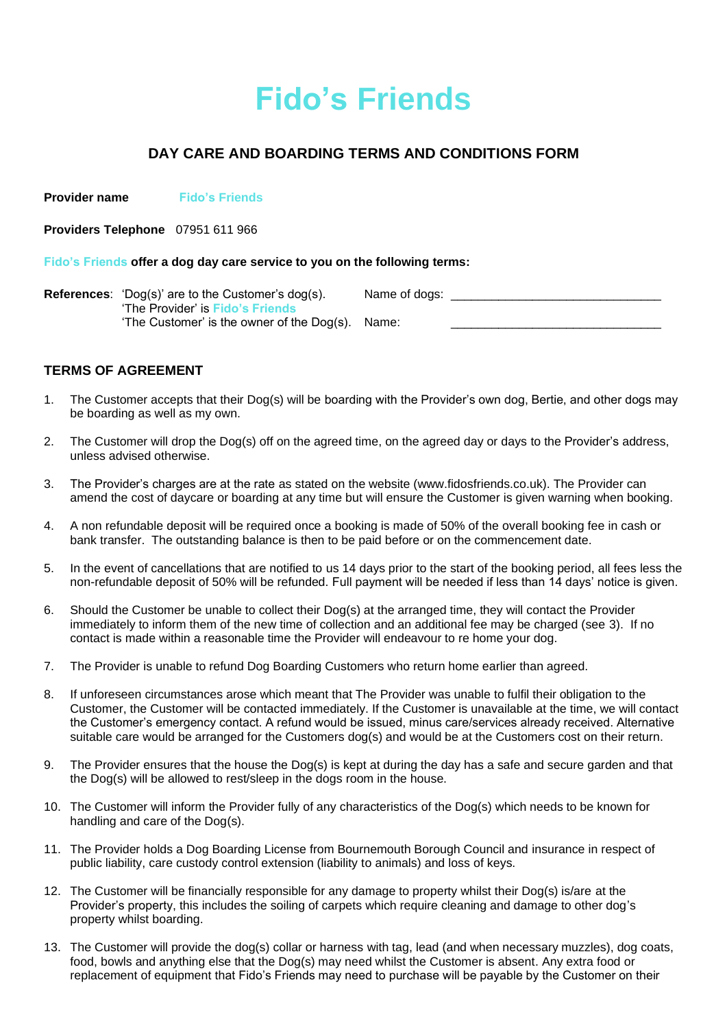# Fido's Friends

## DAY CARE AND BOARDING TERMS AND CONDITIONS FORM

**Provider name** Fido's Friends

**Providers Telephone** 07951 611 966

Fido's Friends **offer a dog day care service to you on the following terms:**

**References**: 'Dog(s)' are to the Customer's dog(s).
'The Provider' is Fido's Friends
'The Customer' is the owner of the Dog(s).

Name of dogs: ______________________________

Name: ______________________________

### TERMS OF AGREEMENT

1. The Customer accepts that their Dog(s) will be boarding with the Provider's own dog, Bertie, and other dogs may be boarding as well as my own.

2. The Customer will drop the Dog(s) off on the agreed time, on the agreed day or days to the Provider's address, unless advised otherwise.

3. The Provider's charges are at the rate as stated on the website (www.fidosfriends.co.uk). The Provider can amend the cost of daycare or boarding at any time but will ensure the Customer is given warning when booking.

4. A non refundable deposit will be required once a booking is made of 50% of the overall booking fee in cash or bank transfer. The outstanding balance is then to be paid before or on the commencement date.

5. In the event of cancellations that are notified to us 14 days prior to the start of the booking period, all fees less the non-refundable deposit of 50% will be refunded. Full payment will be needed if less than 14 days' notice is given.

6. Should the Customer be unable to collect their Dog(s) at the arranged time, they will contact the Provider immediately to inform them of the new time of collection and an additional fee may be charged (see 3). If no contact is made within a reasonable time the Provider will endeavour to re home your dog.

7. The Provider is unable to refund Dog Boarding Customers who return home earlier than agreed.

8. If unforeseen circumstances arose which meant that The Provider was unable to fulfil their obligation to the Customer, the Customer will be contacted immediately. If the Customer is unavailable at the time, we will contact the Customer's emergency contact. A refund would be issued, minus care/services already received. Alternative suitable care would be arranged for the Customers dog(s) and would be at the Customers cost on their return.

9. The Provider ensures that the house the Dog(s) is kept at during the day has a safe and secure garden and that the Dog(s) will be allowed to rest/sleep in the dogs room in the house.

10. The Customer will inform the Provider fully of any characteristics of the Dog(s) which needs to be known for handling and care of the Dog(s).

11. The Provider holds a Dog Boarding License from Bournemouth Borough Council and insurance in respect of public liability, care custody control extension (liability to animals) and loss of keys.

12. The Customer will be financially responsible for any damage to property whilst their Dog(s) is/are at the Provider's property, this includes the soiling of carpets which require cleaning and damage to other dog's property whilst boarding.

13. The Customer will provide the dog(s) collar or harness with tag, lead (and when necessary muzzles), dog coats, food, bowls and anything else that the Dog(s) may need whilst the Customer is absent. Any extra food or replacement of equipment that Fido's Friends may need to purchase will be payable by the Customer on their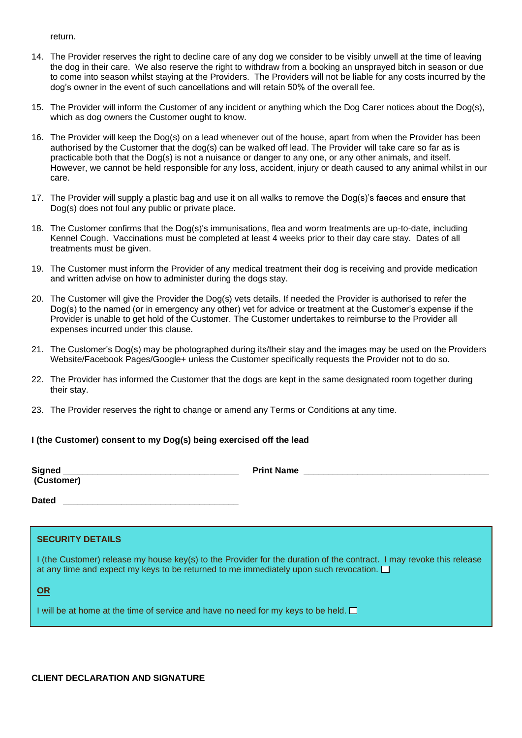return.

14. The Provider reserves the right to decline care of any dog we consider to be visibly unwell at the time of leaving the dog in their care. We also reserve the right to withdraw from a booking an unsprayed bitch in season or due to come into season whilst staying at the Providers. The Providers will not be liable for any costs incurred by the dog's owner in the event of such cancellations and will retain 50% of the overall fee.

15. The Provider will inform the Customer of any incident or anything which the Dog Carer notices about the Dog(s), which as dog owners the Customer ought to know.

16. The Provider will keep the Dog(s) on a lead whenever out of the house, apart from when the Provider has been authorised by the Customer that the dog(s) can be walked off lead. The Provider will take care so far as is practicable both that the Dog(s) is not a nuisance or danger to any one, or any other animals, and itself. However, we cannot be held responsible for any loss, accident, injury or death caused to any animal whilst in our care.

17. The Provider will supply a plastic bag and use it on all walks to remove the Dog(s)'s faeces and ensure that Dog(s) does not foul any public or private place.

18. The Customer confirms that the Dog(s)'s immunisations, flea and worm treatments are up-to-date, including Kennel Cough. Vaccinations must be completed at least 4 weeks prior to their day care stay. Dates of all treatments must be given.

19. The Customer must inform the Provider of any medical treatment their dog is receiving and provide medication and written advise on how to administer during the dogs stay.

20. The Customer will give the Provider the Dog(s) vets details. If needed the Provider is authorised to refer the Dog(s) to the named (or in emergency any other) vet for advice or treatment at the Customer's expense if the Provider is unable to get hold of the Customer. The Customer undertakes to reimburse to the Provider all expenses incurred under this clause.

21. The Customer's Dog(s) may be photographed during its/their stay and the images may be used on the Providers Website/Facebook Pages/Google+ unless the Customer specifically requests the Provider not to do so.

22. The Provider has informed the Customer that the dogs are kept in the same designated room together during their stay.

23. The Provider reserves the right to change or amend any Terms or Conditions at any time.

**I (the Customer) consent to my Dog(s) being exercised off the lead**

**Signed** ___________________________________ **Print Name** ___________________________________
**(Customer)**

**Dated** ___________________________________

**SECURITY DETAILS**

I (the Customer) release my house key(s) to the Provider for the duration of the contract. I may revoke this release at any time and expect my keys to be returned to me immediately upon such revocation. ☐

**OR**

I will be at home at the time of service and have no need for my keys to be held. ☐

**CLIENT DECLARATION AND SIGNATURE**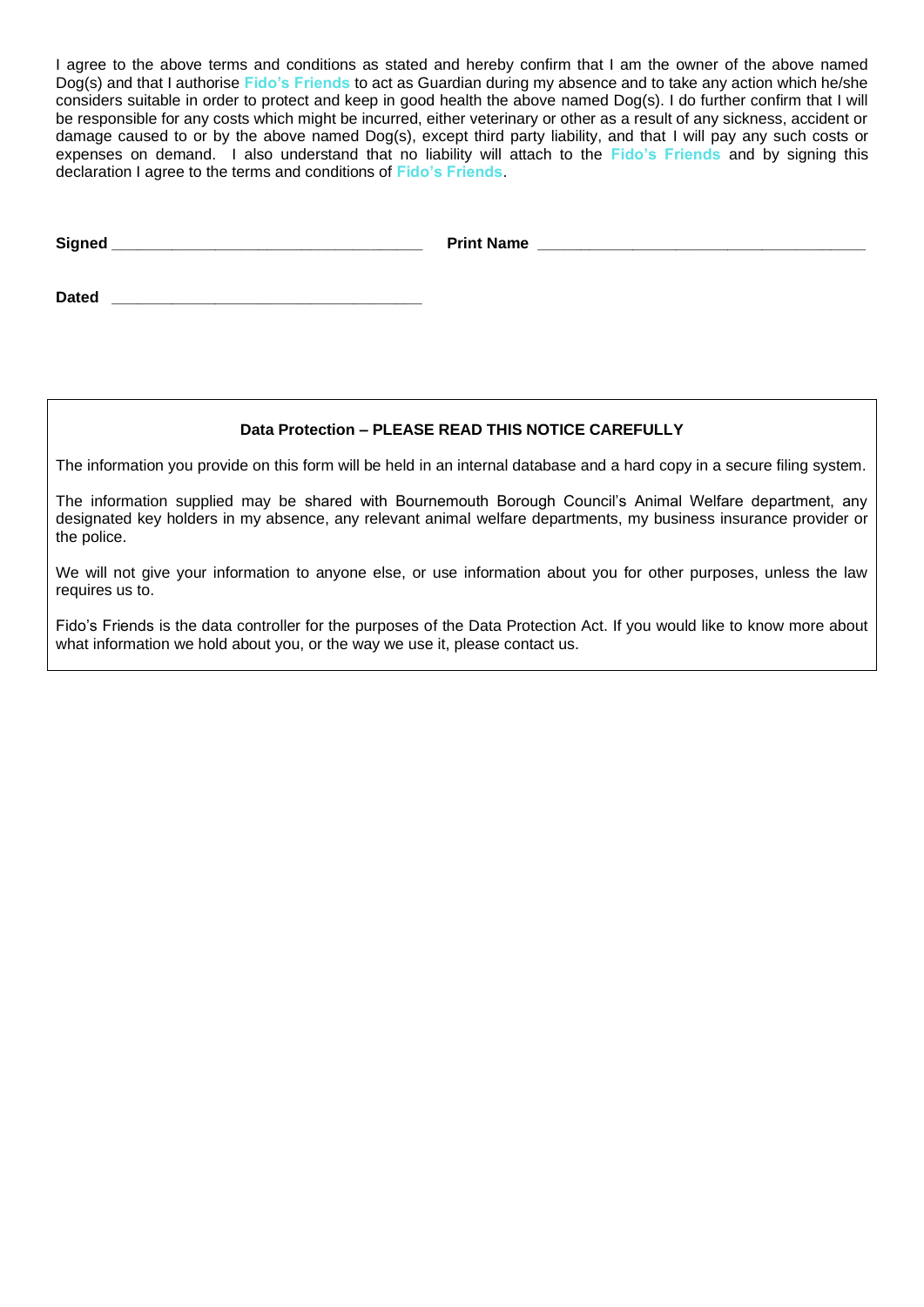I agree to the above terms and conditions as stated and hereby confirm that I am the owner of the above named Dog(s) and that I authorise **Fido's Friends** to act as Guardian during my absence and to take any action which he/she considers suitable in order to protect and keep in good health the above named Dog(s). I do further confirm that I will be responsible for any costs which might be incurred, either veterinary or other as a result of any sickness, accident or damage caused to or by the above named Dog(s), except third party liability, and that I will pay any such costs or expenses on demand. I also understand that no liability will attach to the **Fido's Friends** and by signing this declaration I agree to the terms and conditions of **Fido's Friends**.

**Signed** ___________________________________ **Print Name** ___________________________________

**Dated** ___________________________________

**Data Protection – PLEASE READ THIS NOTICE CAREFULLY**

The information you provide on this form will be held in an internal database and a hard copy in a secure filing system.

The information supplied may be shared with Bournemouth Borough Council's Animal Welfare department, any designated key holders in my absence, any relevant animal welfare departments, my business insurance provider or the police.

We will not give your information to anyone else, or use information about you for other purposes, unless the law requires us to.

Fido's Friends is the data controller for the purposes of the Data Protection Act. If you would like to know more about what information we hold about you, or the way we use it, please contact us.